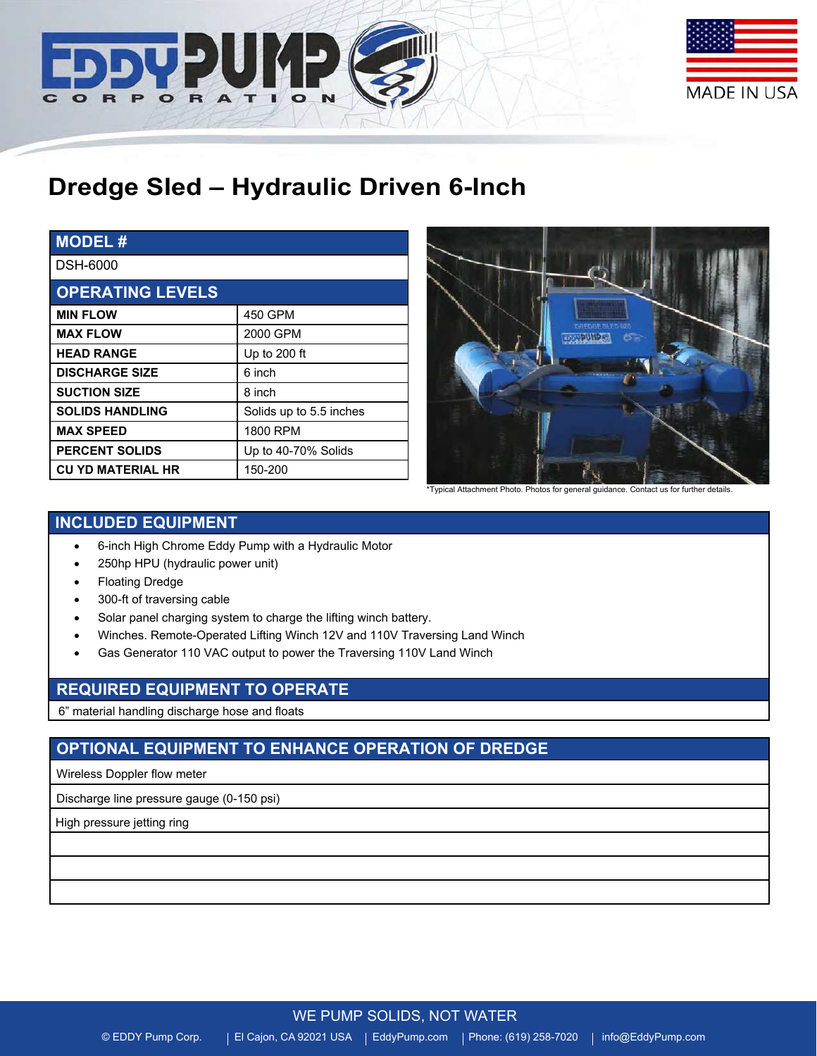# Dredge Sled – Hydraulic Driven 6-Inch

| MODEL # | |
|---|---|
| DSH-6000 | |
| **OPERATING LEVELS** | |
| **MIN FLOW** | 450 GPM |
| **MAX FLOW** | 2000 GPM |
| **HEAD RANGE** | Up to 200 ft |
| **DISCHARGE SIZE** | 6 inch |
| **SUCTION SIZE** | 8 inch |
| **SOLIDS HANDLING** | Solids up to 5.5 inches |
| **MAX SPEED** | 1800 RPM |
| **PERCENT SOLIDS** | Up to 40-70% Solids |
| **CU YD MATERIAL HR** | 150-200 |

*Typical Attachment Photo. Photos for general guidance. Contact us for further details.

## INCLUDED EQUIPMENT

- 6-inch High Chrome Eddy Pump with a Hydraulic Motor
- 250hp HPU (hydraulic power unit)
- Floating Dredge
- 300-ft of traversing cable
- Solar panel charging system to charge the lifting winch battery.
- Winches. Remote-Operated Lifting Winch 12V and 110V Traversing Land Winch
- Gas Generator 110 VAC output to power the Traversing 110V Land Winch

## REQUIRED EQUIPMENT TO OPERATE

6" material handling discharge hose and floats

## OPTIONAL EQUIPMENT TO ENHANCE OPERATION OF DREDGE

| OPTIONAL EQUIPMENT TO ENHANCE OPERATION OF DREDGE |
|---|
| Wireless Doppler flow meter |
| Discharge line pressure gauge (0-150 psi) |
| High pressure jetting ring |
| |
| |
| |

WE PUMP SOLIDS, NOT WATER

© EDDY Pump Corp. | El Cajon, CA 92021 USA | EddyPump.com | Phone: (619) 258-7020 | info@EddyPump.com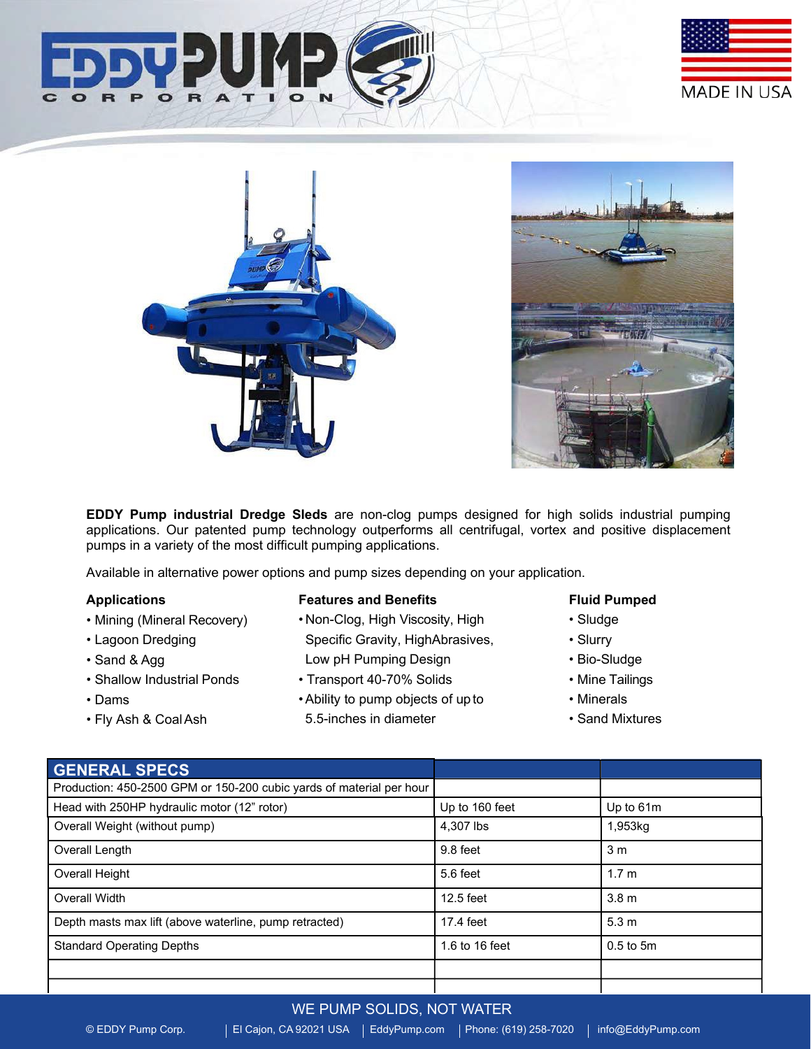**EDDY Pump industrial Dredge Sleds** are non-clog pumps designed for high solids industrial pumping applications. Our patented pump technology outperforms all centrifugal, vortex and positive displacement pumps in a variety of the most difficult pumping applications.

Available in alternative power options and pump sizes depending on your application.

### Applications

- Mining (Mineral Recovery)
- Lagoon Dredging
- Sand & Agg
- Shallow Industrial Ponds
- Dams
- Fly Ash & Coal Ash

### Features and Benefits

- Non-Clog, High Viscosity, High Specific Gravity, HighAbrasives, Low pH Pumping Design
- Transport 40-70% Solids
- Ability to pump objects of up to 5.5-inches in diameter

### Fluid Pumped

- Sludge
- Slurry
- Bio-Sludge
- Mine Tailings
- Minerals
- Sand Mixtures

| GENERAL SPECS | | |
|---|---|---|
| Production: 450-2500 GPM or 150-200 cubic yards of material per hour | | |
| Head with 250HP hydraulic motor (12" rotor) | Up to 160 feet | Up to 61m |
| Overall Weight (without pump) | 4,307 lbs | 1,953kg |
| Overall Length | 9.8 feet | 3 m |
| Overall Height | 5.6 feet | 1.7 m |
| Overall Width | 12.5 feet | 3.8 m |
| Depth masts max lift (above waterline, pump retracted) | 17.4 feet | 5.3 m |
| Standard Operating Depths | 1.6 to 16 feet | 0.5 to 5m |
| | | |
| | | |

WE PUMP SOLIDS, NOT WATER

© EDDY Pump Corp. | El Cajon, CA 92021 USA | EddyPump.com | Phone: (619) 258-7020 | info@EddyPump.com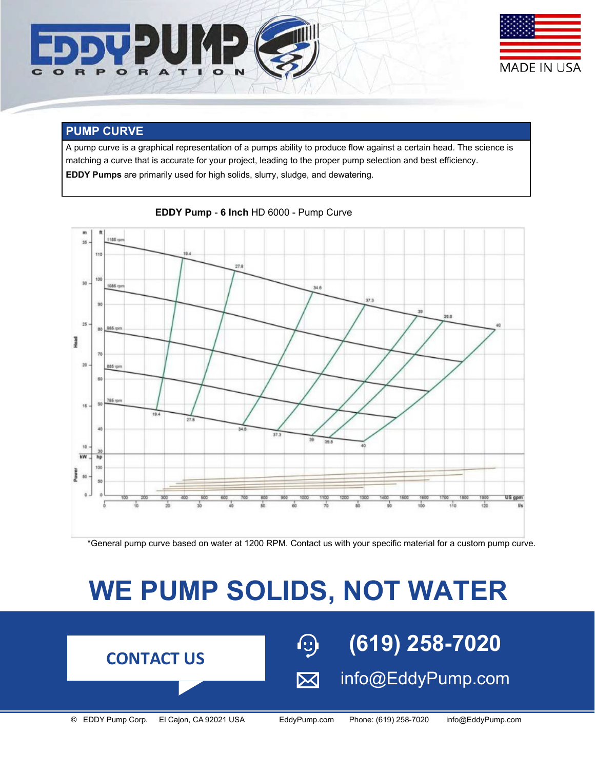EDDY PUMP CORPORATION

MADE IN USA

## PUMP CURVE

A pump curve is a graphical representation of a pumps ability to produce flow against a certain head. The science is matching a curve that is accurate for your project, leading to the proper pump selection and best efficiency.

**EDDY Pumps** are primarily used for high solids, slurry, sludge, and dewatering.

**EDDY Pump** - **6 Inch** HD 6000 - Pump Curve

m
ft
Head
1185 rpm
1085 rpm
985 rpm
885 rpm
785 rpm
19.4
27.8
34.6
37.3
39
39.8
40
35
30
25
20
15
10
110
100
90
80
70
60
50
40
30
kW
hp
Power
100
50
80
0
0
100 200 300 400 500 600 700 800 900 1000 1100 1200 1300 1400 1500 1600 1700 1800 1900 US gpm
0 10 20 30 40 50 60 70 80 90 100 110 120 l/s

*General pump curve based on water at 1200 RPM. Contact us with your specific material for a custom pump curve.

# WE PUMP SOLIDS, NOT WATER

**CONTACT US**

**(619) 258-7020**

info@EddyPump.com

© EDDY Pump Corp. El Cajon, CA 92021 USA EddyPump.com Phone: (619) 258-7020 info@EddyPump.com